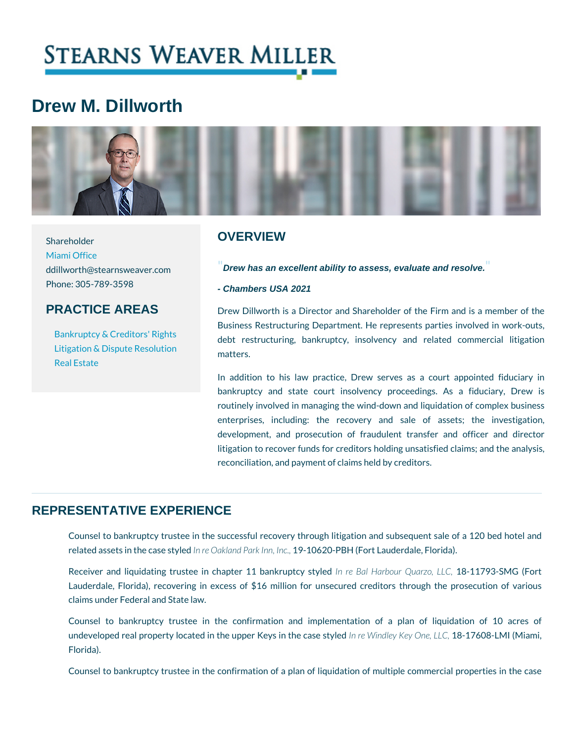# Drew M. Dillworth

Shareholder
Miami Office
ddillworth@stearnsweaver.com
Phone: 305-789-3598

## PRACTICE AREAS

- Bankruptcy & Creditors' Rights
- Litigation & Dispute Resolution
- Real Estate

## OVERVIEW

"*Drew has an excellent ability to assess, evaluate and resolve.*"

***- Chambers USA 2021***

Drew Dillworth is a Director and Shareholder of the Firm and is a member of the Business Restructuring Department. He represents parties involved in work-outs, debt restructuring, bankruptcy, insolvency and related commercial litigation matters.

In addition to his law practice, Drew serves as a court appointed fiduciary in bankruptcy and state court insolvency proceedings. As a fiduciary, Drew is routinely involved in managing the wind-down and liquidation of complex business enterprises, including: the recovery and sale of assets; the investigation, development, and prosecution of fraudulent transfer and officer and director litigation to recover funds for creditors holding unsatisfied claims; and the analysis, reconciliation, and payment of claims held by creditors.

## REPRESENTATIVE EXPERIENCE

Counsel to bankruptcy trustee in the successful recovery through litigation and subsequent sale of a 120 bed hotel and related assets in the case styled *In re Oakland Park Inn, Inc.,* 19-10620-PBH (Fort Lauderdale, Florida).

Receiver and liquidating trustee in chapter 11 bankruptcy styled *In re Bal Harbour Quarzo, LLC,* 18-11793-SMG (Fort Lauderdale, Florida), recovering in excess of $16 million for unsecured creditors through the prosecution of various claims under Federal and State law.

Counsel to bankruptcy trustee in the confirmation and implementation of a plan of liquidation of 10 acres of undeveloped real property located in the upper Keys in the case styled *In re Windley Key One, LLC,* 18-17608-LMI (Miami, Florida).

Counsel to bankruptcy trustee in the confirmation of a plan of liquidation of multiple commercial properties in the case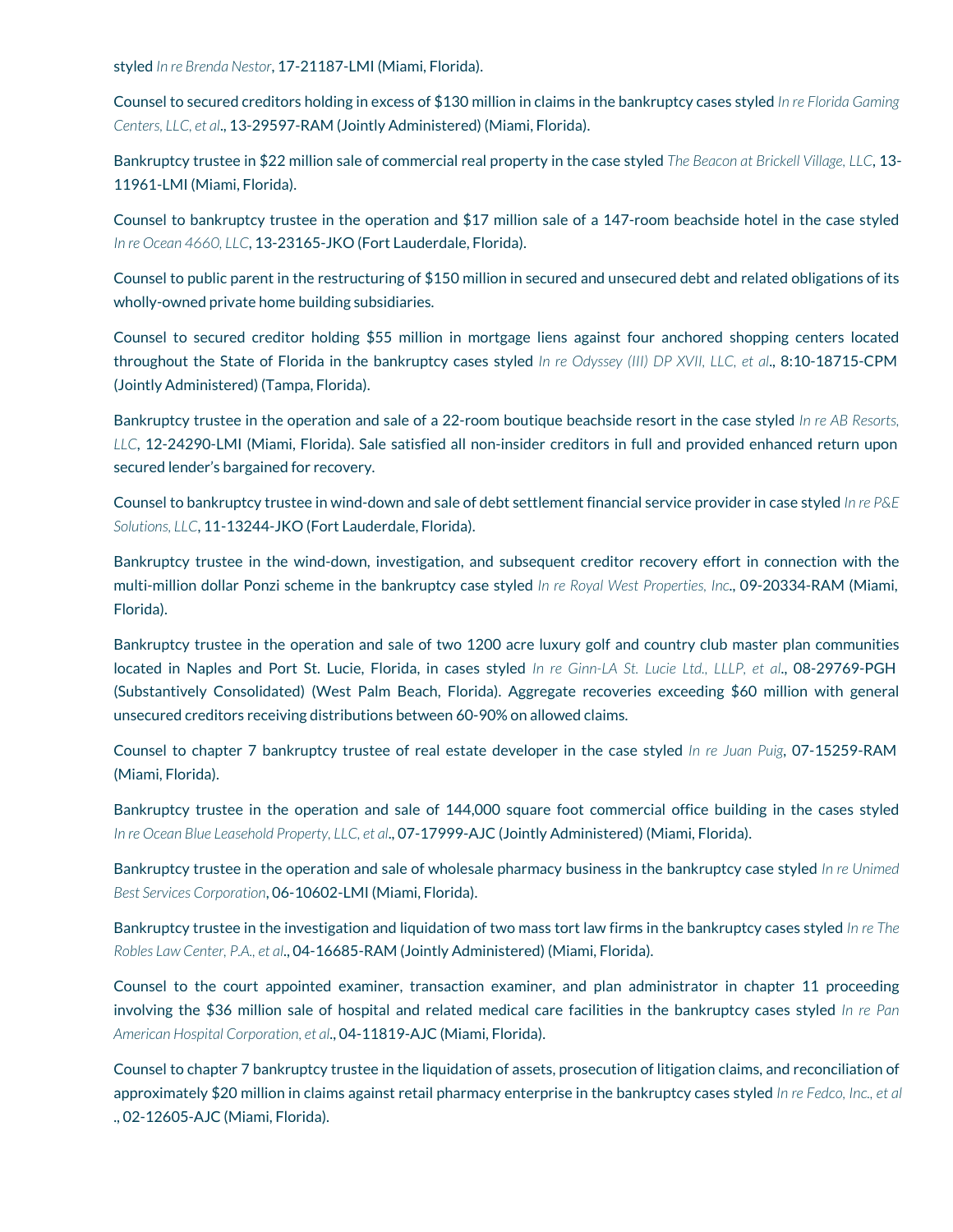styled *In re Brenda Nestor*, 17-21187-LMI (Miami, Florida).

Counsel to secured creditors holding in excess of $130 million in claims in the bankruptcy cases styled *In re Florida Gaming Centers, LLC, et al*., 13-29597-RAM (Jointly Administered) (Miami, Florida).

Bankruptcy trustee in $22 million sale of commercial real property in the case styled *The Beacon at Brickell Village, LLC*, 13-11961-LMI (Miami, Florida).

Counsel to bankruptcy trustee in the operation and $17 million sale of a 147-room beachside hotel in the case styled *In re Ocean 4660, LLC*, 13-23165-JKO (Fort Lauderdale, Florida).

Counsel to public parent in the restructuring of $150 million in secured and unsecured debt and related obligations of its wholly-owned private home building subsidiaries.

Counsel to secured creditor holding $55 million in mortgage liens against four anchored shopping centers located throughout the State of Florida in the bankruptcy cases styled *In re Odyssey (III) DP XVII, LLC, et al*., 8:10-18715-CPM (Jointly Administered) (Tampa, Florida).

Bankruptcy trustee in the operation and sale of a 22-room boutique beachside resort in the case styled *In re AB Resorts, LLC*, 12-24290-LMI (Miami, Florida). Sale satisfied all non-insider creditors in full and provided enhanced return upon secured lender's bargained for recovery.

Counsel to bankruptcy trustee in wind-down and sale of debt settlement financial service provider in case styled *In re P&E Solutions, LLC*, 11-13244-JKO (Fort Lauderdale, Florida).

Bankruptcy trustee in the wind-down, investigation, and subsequent creditor recovery effort in connection with the multi-million dollar Ponzi scheme in the bankruptcy case styled *In re Royal West Properties, Inc*., 09-20334-RAM (Miami, Florida).

Bankruptcy trustee in the operation and sale of two 1200 acre luxury golf and country club master plan communities located in Naples and Port St. Lucie, Florida, in cases styled *In re Ginn-LA St. Lucie Ltd., LLLP, et al*., 08-29769-PGH (Substantively Consolidated) (West Palm Beach, Florida). Aggregate recoveries exceeding $60 million with general unsecured creditors receiving distributions between 60-90% on allowed claims.

Counsel to chapter 7 bankruptcy trustee of real estate developer in the case styled *In re Juan Puig*, 07-15259-RAM (Miami, Florida).

Bankruptcy trustee in the operation and sale of 144,000 square foot commercial office building in the cases styled *In re Ocean Blue Leasehold Property, LLC, et al*., 07-17999-AJC (Jointly Administered) (Miami, Florida).

Bankruptcy trustee in the operation and sale of wholesale pharmacy business in the bankruptcy case styled *In re Unimed Best Services Corporation*, 06-10602-LMI (Miami, Florida).

Bankruptcy trustee in the investigation and liquidation of two mass tort law firms in the bankruptcy cases styled *In re The Robles Law Center, P.A., et al*., 04-16685-RAM (Jointly Administered) (Miami, Florida).

Counsel to the court appointed examiner, transaction examiner, and plan administrator in chapter 11 proceeding involving the $36 million sale of hospital and related medical care facilities in the bankruptcy cases styled *In re Pan American Hospital Corporation, et al*., 04-11819-AJC (Miami, Florida).

Counsel to chapter 7 bankruptcy trustee in the liquidation of assets, prosecution of litigation claims, and reconciliation of approximately $20 million in claims against retail pharmacy enterprise in the bankruptcy cases styled *In re Fedco, Inc., et al*., 02-12605-AJC (Miami, Florida).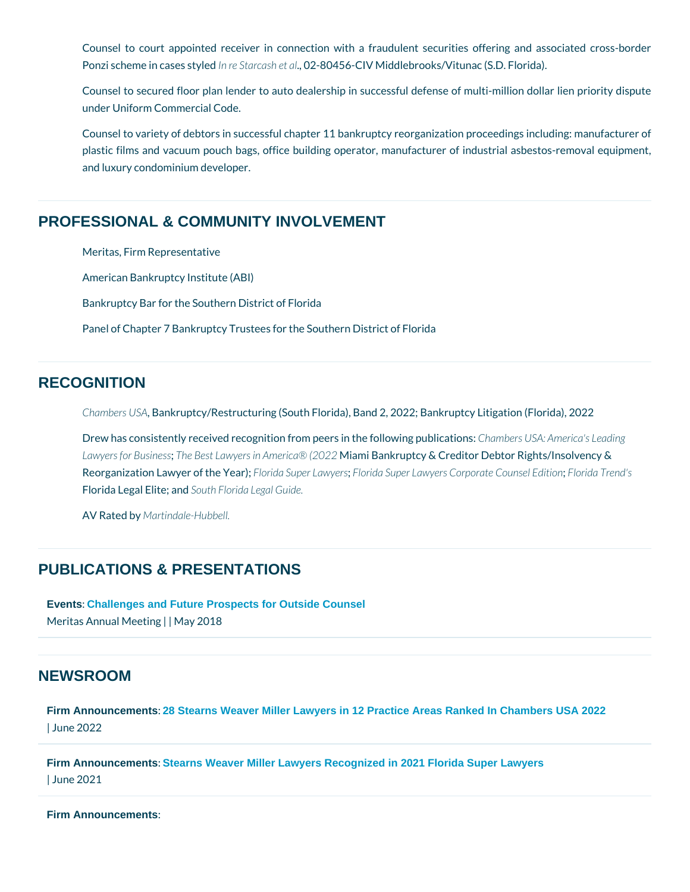Counsel to court appointed receiver in connection with a fraudulent securities offering and associated cross-border Ponzi scheme in cases styled *In re Starcash et al*., 02-80456-CIV Middlebrooks/Vitunac (S.D. Florida).

Counsel to secured floor plan lender to auto dealership in successful defense of multi-million dollar lien priority dispute under Uniform Commercial Code.

Counsel to variety of debtors in successful chapter 11 bankruptcy reorganization proceedings including: manufacturer of plastic films and vacuum pouch bags, office building operator, manufacturer of industrial asbestos-removal equipment, and luxury condominium developer.

## PROFESSIONAL & COMMUNITY INVOLVEMENT

Meritas, Firm Representative

American Bankruptcy Institute (ABI)

Bankruptcy Bar for the Southern District of Florida

Panel of Chapter 7 Bankruptcy Trustees for the Southern District of Florida

## RECOGNITION

*Chambers USA*, Bankruptcy/Restructuring (South Florida), Band 2, 2022; Bankruptcy Litigation (Florida), 2022

Drew has consistently received recognition from peers in the following publications: *Chambers USA: America's Leading Lawyers for Business*; *The Best Lawyers in America® (2022* Miami Bankruptcy & Creditor Debtor Rights/Insolvency & Reorganization Lawyer of the Year); *Florida Super Lawyers*; *Florida Super Lawyers Corporate Counsel Edition*; *Florida Trend's* Florida Legal Elite; and *South Florida Legal Guide.*

AV Rated by *Martindale-Hubbell.*

## PUBLICATIONS & PRESENTATIONS

**Events**: **Challenges and Future Prospects for Outside Counsel**
Meritas Annual Meeting | | May 2018

## NEWSROOM

**Firm Announcements**: **28 Stearns Weaver Miller Lawyers in 12 Practice Areas Ranked In Chambers USA 2022**
| June 2022

**Firm Announcements**: **Stearns Weaver Miller Lawyers Recognized in 2021 Florida Super Lawyers**
| June 2021

**Firm Announcements**: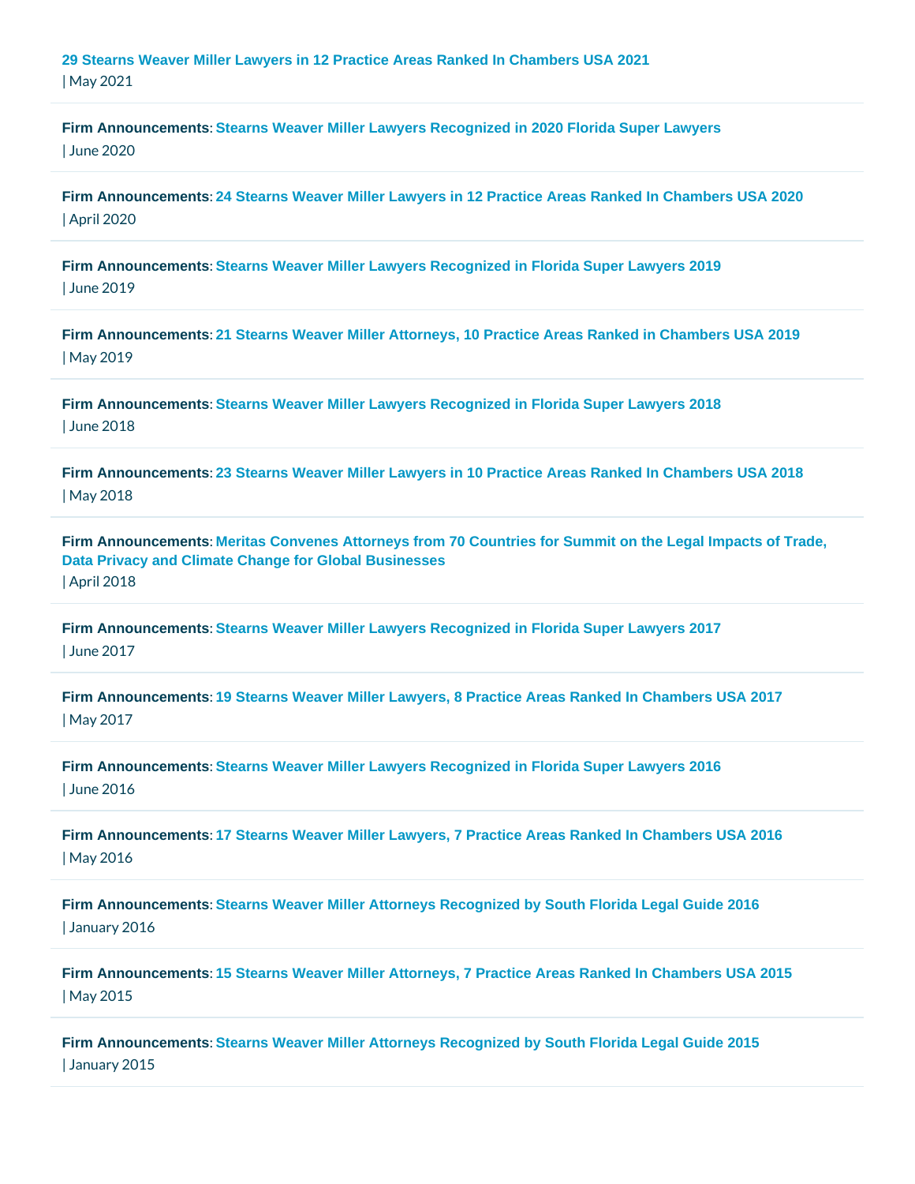**29 Stearns Weaver Miller Lawyers in 12 Practice Areas Ranked In Chambers USA 2021**
| May 2021

---

**Firm Announcements**: **Stearns Weaver Miller Lawyers Recognized in 2020 Florida Super Lawyers**
| June 2020

---

**Firm Announcements**: **24 Stearns Weaver Miller Lawyers in 12 Practice Areas Ranked In Chambers USA 2020**
| April 2020

---

**Firm Announcements**: **Stearns Weaver Miller Lawyers Recognized in Florida Super Lawyers 2019**
| June 2019

---

**Firm Announcements**: **21 Stearns Weaver Miller Attorneys, 10 Practice Areas Ranked in Chambers USA 2019**
| May 2019

---

**Firm Announcements**: **Stearns Weaver Miller Lawyers Recognized in Florida Super Lawyers 2018**
| June 2018

---

**Firm Announcements**: **23 Stearns Weaver Miller Lawyers in 10 Practice Areas Ranked In Chambers USA 2018**
| May 2018

---

**Firm Announcements**: **Meritas Convenes Attorneys from 70 Countries for Summit on the Legal Impacts of Trade, Data Privacy and Climate Change for Global Businesses**
| April 2018

---

**Firm Announcements**: **Stearns Weaver Miller Lawyers Recognized in Florida Super Lawyers 2017**
| June 2017

---

**Firm Announcements**: **19 Stearns Weaver Miller Lawyers, 8 Practice Areas Ranked In Chambers USA 2017**
| May 2017

---

**Firm Announcements**: **Stearns Weaver Miller Lawyers Recognized in Florida Super Lawyers 2016**
| June 2016

---

**Firm Announcements**: **17 Stearns Weaver Miller Lawyers, 7 Practice Areas Ranked In Chambers USA 2016**
| May 2016

---

**Firm Announcements**: **Stearns Weaver Miller Attorneys Recognized by South Florida Legal Guide 2016**
| January 2016

---

**Firm Announcements**: **15 Stearns Weaver Miller Attorneys, 7 Practice Areas Ranked In Chambers USA 2015**
| May 2015

---

**Firm Announcements**: **Stearns Weaver Miller Attorneys Recognized by South Florida Legal Guide 2015**
| January 2015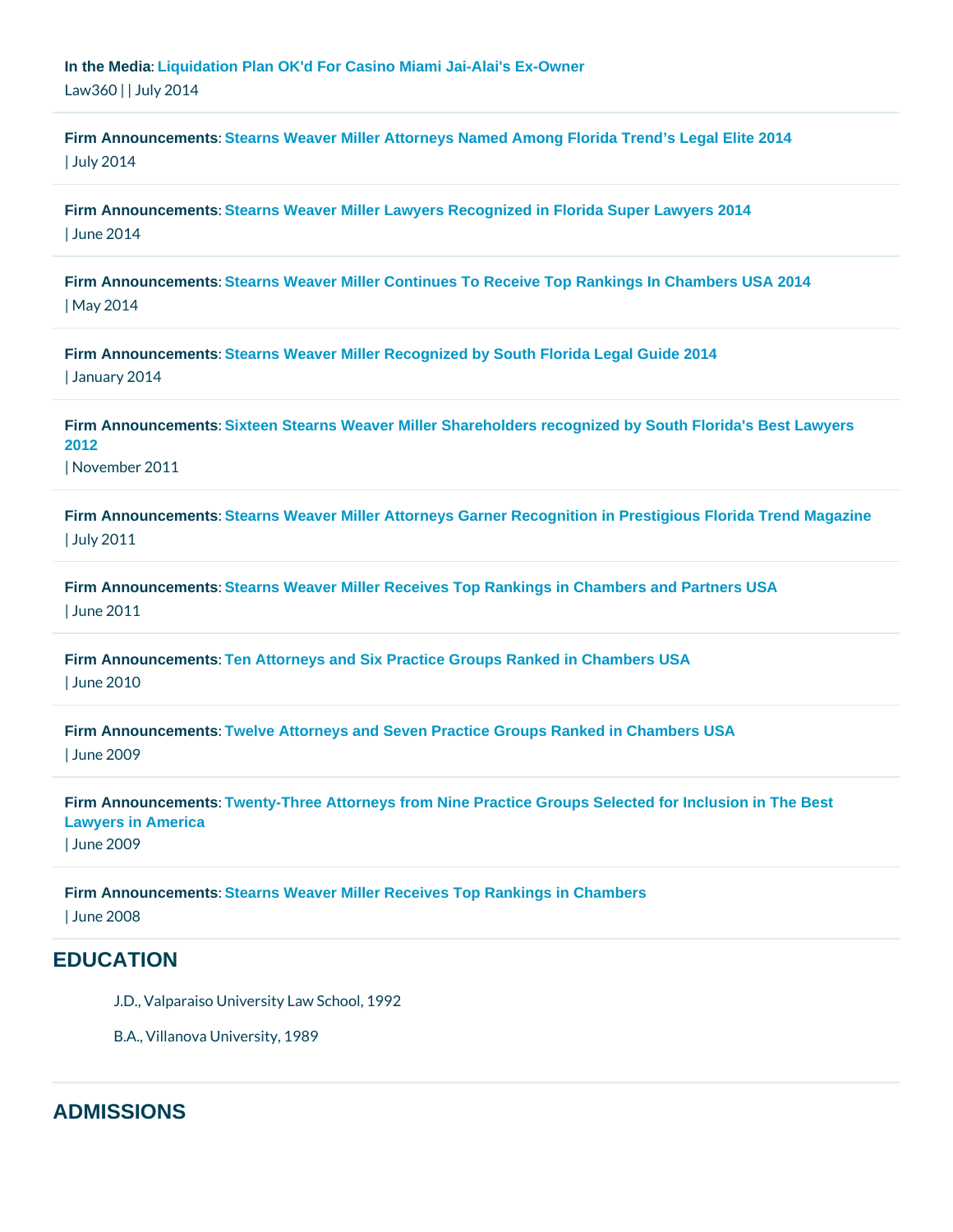**In the Media**: Liquidation Plan OK'd For Casino Miami Jai-Alai's Ex-Owner
Law360 | | July 2014

**Firm Announcements**: Stearns Weaver Miller Attorneys Named Among Florida Trend's Legal Elite 2014
| July 2014

**Firm Announcements**: Stearns Weaver Miller Lawyers Recognized in Florida Super Lawyers 2014
| June 2014

**Firm Announcements**: Stearns Weaver Miller Continues To Receive Top Rankings In Chambers USA 2014
| May 2014

**Firm Announcements**: Stearns Weaver Miller Recognized by South Florida Legal Guide 2014
| January 2014

**Firm Announcements**: Sixteen Stearns Weaver Miller Shareholders recognized by South Florida's Best Lawyers 2012
| November 2011

**Firm Announcements**: Stearns Weaver Miller Attorneys Garner Recognition in Prestigious Florida Trend Magazine
| July 2011

**Firm Announcements**: Stearns Weaver Miller Receives Top Rankings in Chambers and Partners USA
| June 2011

**Firm Announcements**: Ten Attorneys and Six Practice Groups Ranked in Chambers USA
| June 2010

**Firm Announcements**: Twelve Attorneys and Seven Practice Groups Ranked in Chambers USA
| June 2009

**Firm Announcements**: Twenty-Three Attorneys from Nine Practice Groups Selected for Inclusion in The Best Lawyers in America
| June 2009

**Firm Announcements**: Stearns Weaver Miller Receives Top Rankings in Chambers
| June 2008

## EDUCATION

J.D., Valparaiso University Law School, 1992

B.A., Villanova University, 1989

## ADMISSIONS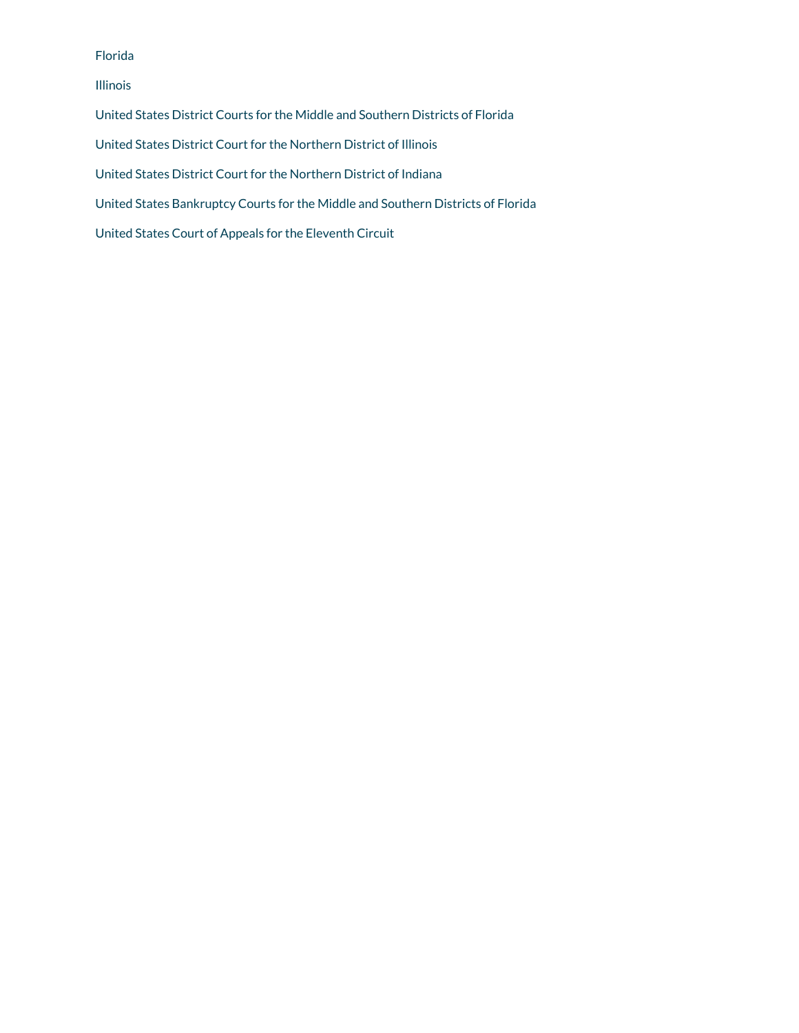Florida

Illinois

United States District Courts for the Middle and Southern Districts of Florida

United States District Court for the Northern District of Illinois

United States District Court for the Northern District of Indiana

United States Bankruptcy Courts for the Middle and Southern Districts of Florida

United States Court of Appeals for the Eleventh Circuit